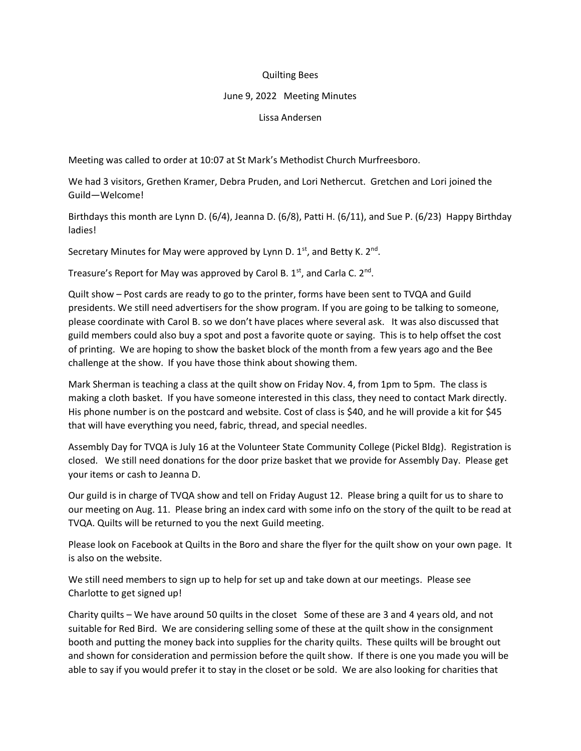Quilting Bees

June 9, 2022 Meeting Minutes

Lissa Andersen

Meeting was called to order at 10:07 at St Mark's Methodist Church Murfreesboro.

We had 3 visitors, Grethen Kramer, Debra Pruden, and Lori Nethercut. Gretchen and Lori joined the Guild—Welcome!

Birthdays this month are Lynn D. (6/4), Jeanna D. (6/8), Patti H. (6/11), and Sue P. (6/23) Happy Birthday ladies!

Secretary Minutes for May were approved by Lynn D. 1st, and Betty K. 2nd.

Treasure's Report for May was approved by Carol B. 1st, and Carla C. 2nd.

Quilt show – Post cards are ready to go to the printer, forms have been sent to TVQA and Guild presidents. We still need advertisers for the show program. If you are going to be talking to someone, please coordinate with Carol B. so we don't have places where several ask. It was also discussed that guild members could also buy a spot and post a favorite quote or saying. This is to help offset the cost of printing. We are hoping to show the basket block of the month from a few years ago and the Bee challenge at the show. If you have those think about showing them.

Mark Sherman is teaching a class at the quilt show on Friday Nov. 4, from 1pm to 5pm. The class is making a cloth basket. If you have someone interested in this class, they need to contact Mark directly. His phone number is on the postcard and website. Cost of class is $40, and he will provide a kit for $45 that will have everything you need, fabric, thread, and special needles.

Assembly Day for TVQA is July 16 at the Volunteer State Community College (Pickel Bldg). Registration is closed. We still need donations for the door prize basket that we provide for Assembly Day. Please get your items or cash to Jeanna D.

Our guild is in charge of TVQA show and tell on Friday August 12. Please bring a quilt for us to share to our meeting on Aug. 11. Please bring an index card with some info on the story of the quilt to be read at TVQA. Quilts will be returned to you the next Guild meeting.

Please look on Facebook at Quilts in the Boro and share the flyer for the quilt show on your own page. It is also on the website.

We still need members to sign up to help for set up and take down at our meetings. Please see Charlotte to get signed up!

Charity quilts – We have around 50 quilts in the closet Some of these are 3 and 4 years old, and not suitable for Red Bird. We are considering selling some of these at the quilt show in the consignment booth and putting the money back into supplies for the charity quilts. These quilts will be brought out and shown for consideration and permission before the quilt show. If there is one you made you will be able to say if you would prefer it to stay in the closet or be sold. We are also looking for charities that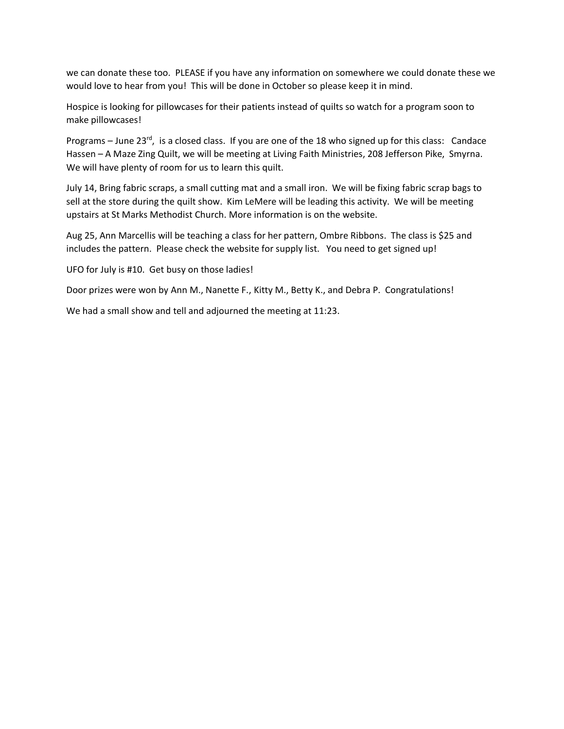we can donate these too. PLEASE if you have any information on somewhere we could donate these we would love to hear from you! This will be done in October so please keep it in mind.

Hospice is looking for pillowcases for their patients instead of quilts so watch for a program soon to make pillowcases!

Programs – June 23rd, is a closed class. If you are one of the 18 who signed up for this class: Candace Hassen – A Maze Zing Quilt, we will be meeting at Living Faith Ministries, 208 Jefferson Pike, Smyrna. We will have plenty of room for us to learn this quilt.

July 14, Bring fabric scraps, a small cutting mat and a small iron. We will be fixing fabric scrap bags to sell at the store during the quilt show. Kim LeMere will be leading this activity. We will be meeting upstairs at St Marks Methodist Church. More information is on the website.

Aug 25, Ann Marcellis will be teaching a class for her pattern, Ombre Ribbons. The class is $25 and includes the pattern. Please check the website for supply list. You need to get signed up!

UFO for July is #10. Get busy on those ladies!

Door prizes were won by Ann M., Nanette F., Kitty M., Betty K., and Debra P. Congratulations!

We had a small show and tell and adjourned the meeting at 11:23.